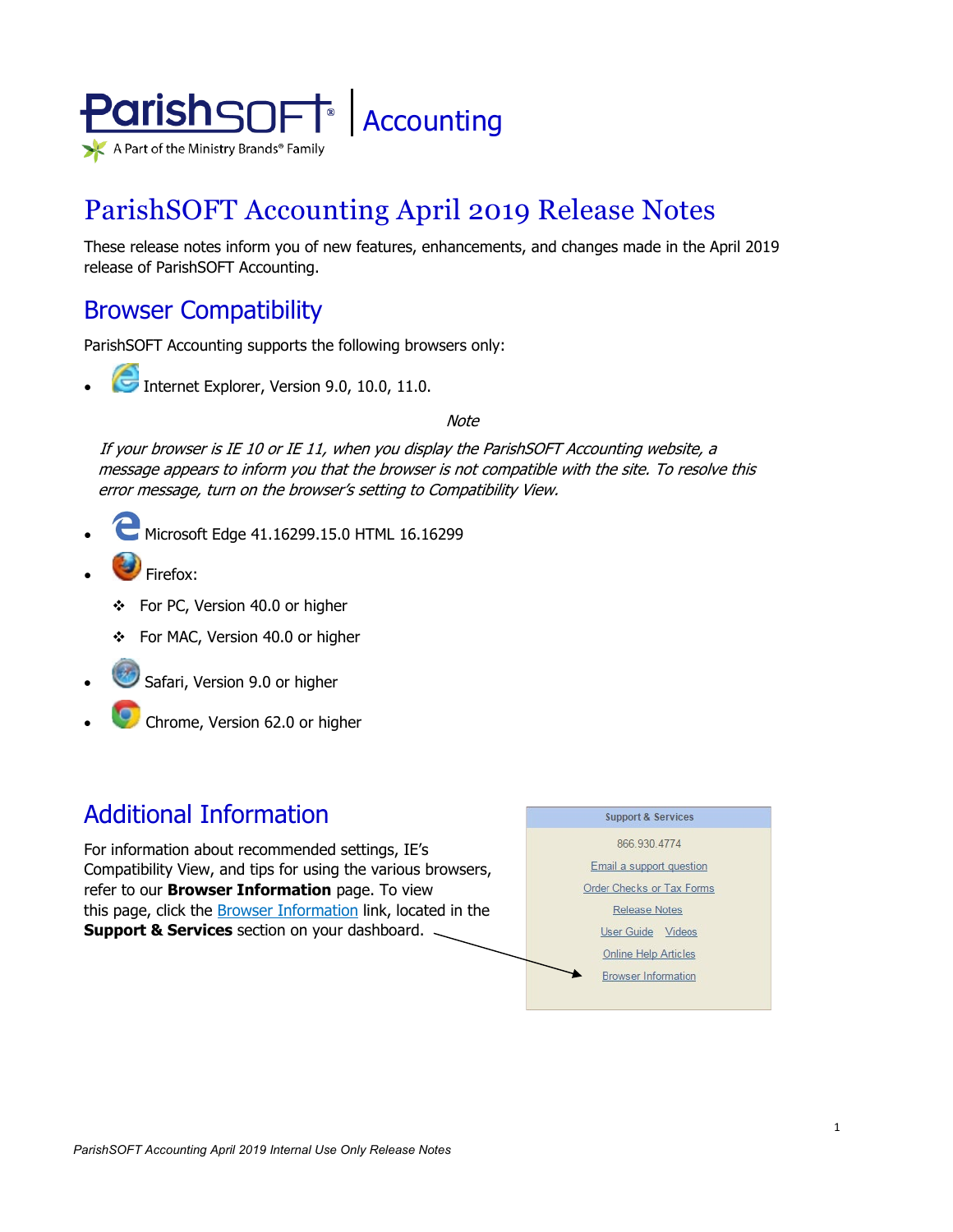ParishSOFT | Accounting

A Part of the Ministry Brands® Family

# ParishSOFT Accounting April 2019 Release Notes

These release notes inform you of new features, enhancements, and changes made in the April 2019 release of ParishSOFT Accounting.

## Browser Compatibility

ParishSOFT Accounting supports the following browsers only:

- Internet Explorer, Version 9.0, 10.0, 11.0.

  *Note*

  *If your browser is IE 10 or IE 11, when you display the ParishSOFT Accounting website, a message appears to inform you that the browser is not compatible with the site. To resolve this error message, turn on the browser's setting to Compatibility View.*

- Microsoft Edge 41.16299.15.0 HTML 16.16299
- Firefox:
  - For PC, Version 40.0 or higher
  - For MAC, Version 40.0 or higher
- Safari, Version 9.0 or higher
- Chrome, Version 62.0 or higher

## Additional Information

For information about recommended settings, IE's Compatibility View, and tips for using the various browsers, refer to our **Browser Information** page. To view this page, click the Browser Information link, located in the **Support & Services** section on your dashboard.

**Support & Services**

866.930.4774

Email a support question

Order Checks or Tax Forms

Release Notes

User Guide  Videos

Online Help Articles

Browser Information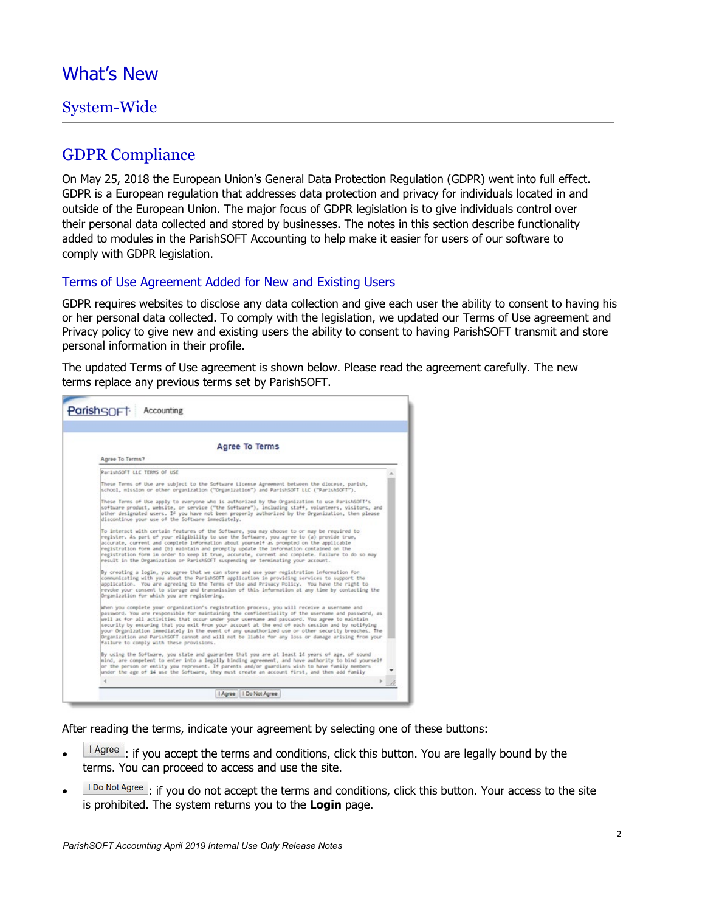# What's New

## System-Wide

## GDPR Compliance

On May 25, 2018 the European Union's General Data Protection Regulation (GDPR) went into full effect. GDPR is a European regulation that addresses data protection and privacy for individuals located in and outside of the European Union. The major focus of GDPR legislation is to give individuals control over their personal data collected and stored by businesses. The notes in this section describe functionality added to modules in the ParishSOFT Accounting to help make it easier for users of our software to comply with GDPR legislation.

### Terms of Use Agreement Added for New and Existing Users

GDPR requires websites to disclose any data collection and give each user the ability to consent to having his or her personal data collected. To comply with the legislation, we updated our Terms of Use agreement and Privacy policy to give new and existing users the ability to consent to having ParishSOFT transmit and store personal information in their profile.

The updated Terms of Use agreement is shown below. Please read the agreement carefully. The new terms replace any previous terms set by ParishSOFT.

After reading the terms, indicate your agreement by selecting one of these buttons:

- I Agree: if you accept the terms and conditions, click this button. You are legally bound by the terms. You can proceed to access and use the site.
- I Do Not Agree: if you do not accept the terms and conditions, click this button. Your access to the site is prohibited. The system returns you to the **Login** page.

*ParishSOFT Accounting April 2019 Internal Use Only Release Notes*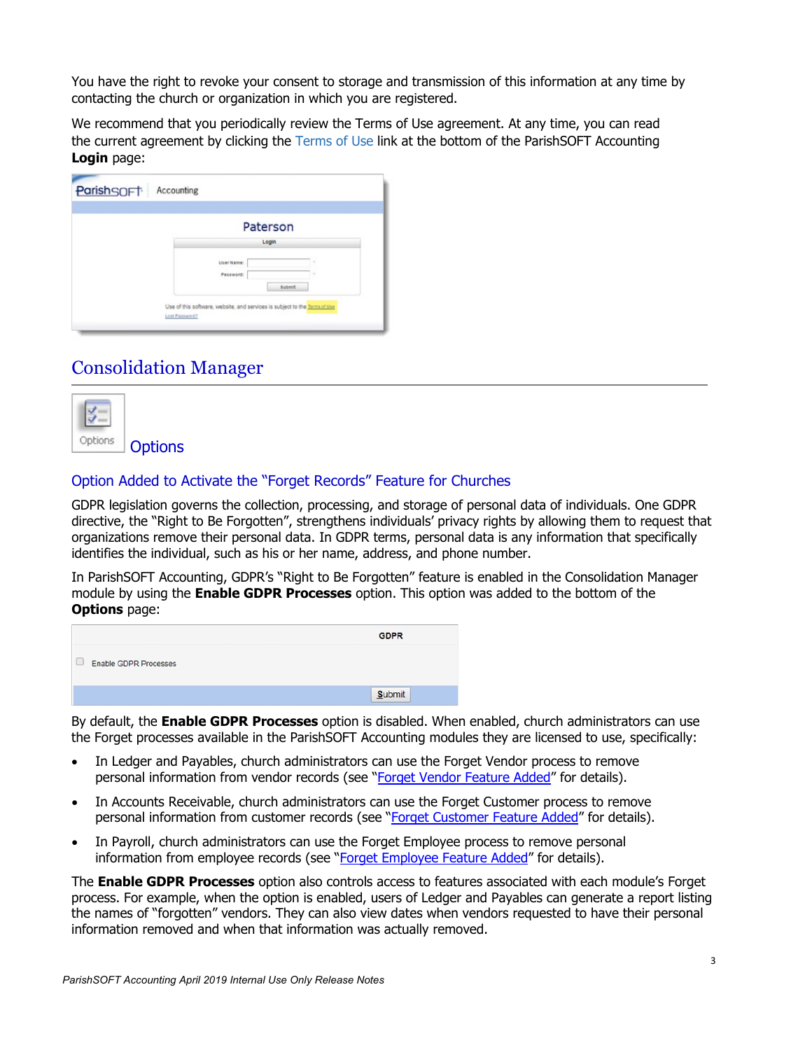You have the right to revoke your consent to storage and transmission of this information at any time by contacting the church or organization in which you are registered.

We recommend that you periodically review the Terms of Use agreement. At any time, you can read the current agreement by clicking the Terms of Use link at the bottom of the ParishSOFT Accounting **Login** page:

## Consolidation Manager

### Options

#### Option Added to Activate the "Forget Records" Feature for Churches

GDPR legislation governs the collection, processing, and storage of personal data of individuals. One GDPR directive, the "Right to Be Forgotten", strengthens individuals' privacy rights by allowing them to request that organizations remove their personal data. In GDPR terms, personal data is any information that specifically identifies the individual, such as his or her name, address, and phone number.

In ParishSOFT Accounting, GDPR's "Right to Be Forgotten" feature is enabled in the Consolidation Manager module by using the **Enable GDPR Processes** option. This option was added to the bottom of the **Options** page:

By default, the **Enable GDPR Processes** option is disabled. When enabled, church administrators can use the Forget processes available in the ParishSOFT Accounting modules they are licensed to use, specifically:

- In Ledger and Payables, church administrators can use the Forget Vendor process to remove personal information from vendor records (see "Forget Vendor Feature Added" for details).
- In Accounts Receivable, church administrators can use the Forget Customer process to remove personal information from customer records (see "Forget Customer Feature Added" for details).
- In Payroll, church administrators can use the Forget Employee process to remove personal information from employee records (see "Forget Employee Feature Added" for details).

The **Enable GDPR Processes** option also controls access to features associated with each module's Forget process. For example, when the option is enabled, users of Ledger and Payables can generate a report listing the names of "forgotten" vendors. They can also view dates when vendors requested to have their personal information removed and when that information was actually removed.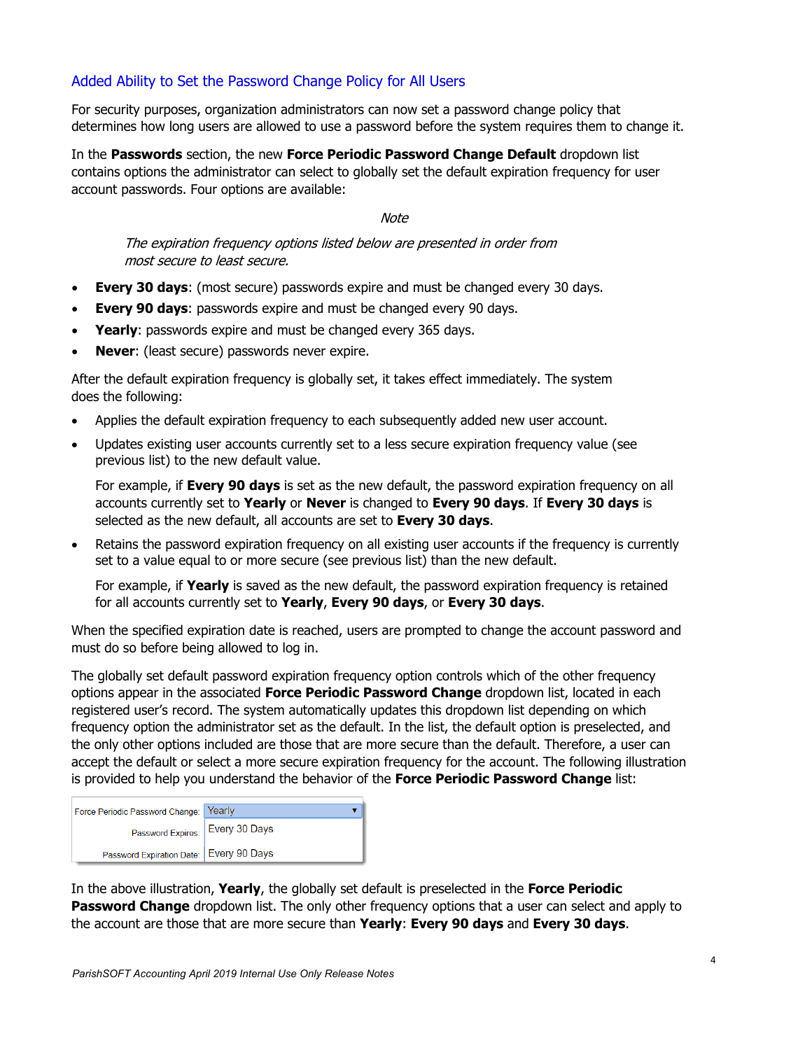## Added Ability to Set the Password Change Policy for All Users

For security purposes, organization administrators can now set a password change policy that determines how long users are allowed to use a password before the system requires them to change it.

In the **Passwords** section, the new **Force Periodic Password Change Default** dropdown list contains options the administrator can select to globally set the default expiration frequency for user account passwords. Four options are available:

> *Note*
>
> *The expiration frequency options listed below are presented in order from most secure to least secure.*

- **Every 30 days**: (most secure) passwords expire and must be changed every 30 days.
- **Every 90 days**: passwords expire and must be changed every 90 days.
- **Yearly**: passwords expire and must be changed every 365 days.
- **Never**: (least secure) passwords never expire.

After the default expiration frequency is globally set, it takes effect immediately. The system does the following:

- Applies the default expiration frequency to each subsequently added new user account.
- Updates existing user accounts currently set to a less secure expiration frequency value (see previous list) to the new default value.

  For example, if **Every 90 days** is set as the new default, the password expiration frequency on all accounts currently set to **Yearly** or **Never** is changed to **Every 90 days**. If **Every 30 days** is selected as the new default, all accounts are set to **Every 30 days**.

- Retains the password expiration frequency on all existing user accounts if the frequency is currently set to a value equal to or more secure (see previous list) than the new default.

  For example, if **Yearly** is saved as the new default, the password expiration frequency is retained for all accounts currently set to **Yearly**, **Every 90 days**, or **Every 30 days**.

When the specified expiration date is reached, users are prompted to change the account password and must do so before being allowed to log in.

The globally set default password expiration frequency option controls which of the other frequency options appear in the associated **Force Periodic Password Change** dropdown list, located in each registered user's record. The system automatically updates this dropdown list depending on which frequency option the administrator set as the default. In the list, the default option is preselected, and the only other options included are those that are more secure than the default. Therefore, a user can accept the default or select a more secure expiration frequency for the account. The following illustration is provided to help you understand the behavior of the **Force Periodic Password Change** list:

| Force Periodic Password Change: | Yearly |
|---|---|
| Password Expires: | Every 30 Days |
| Password Expiration Date: | Every 90 Days |

In the above illustration, **Yearly**, the globally set default is preselected in the **Force Periodic Password Change** dropdown list. The only other frequency options that a user can select and apply to the account are those that are more secure than **Yearly**: **Every 90 days** and **Every 30 days**.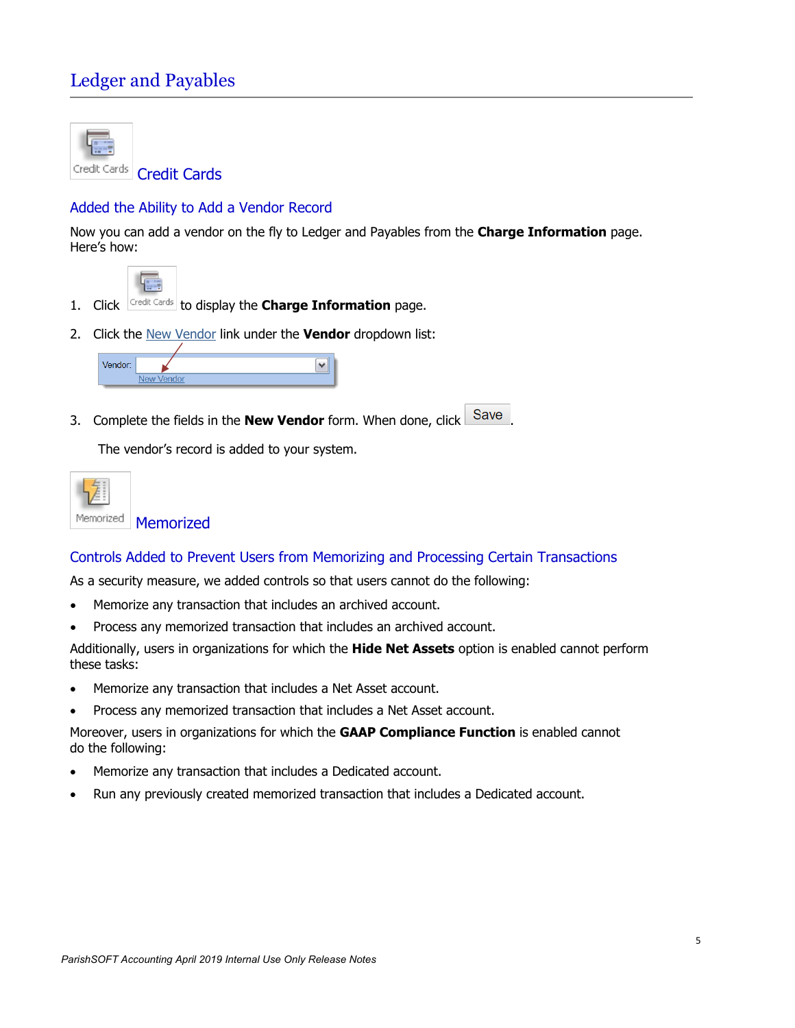# Ledger and Payables

## Credit Cards

### Added the Ability to Add a Vendor Record

Now you can add a vendor on the fly to Ledger and Payables from the **Charge Information** page. Here's how:

1. Click Credit Cards to display the **Charge Information** page.
2. Click the New Vendor link under the **Vendor** dropdown list:

   Vendor:
   New Vendor

3. Complete the fields in the **New Vendor** form. When done, click Save.

   The vendor's record is added to your system.

## Memorized

### Controls Added to Prevent Users from Memorizing and Processing Certain Transactions

As a security measure, we added controls so that users cannot do the following:

- Memorize any transaction that includes an archived account.
- Process any memorized transaction that includes an archived account.

Additionally, users in organizations for which the **Hide Net Assets** option is enabled cannot perform these tasks:

- Memorize any transaction that includes a Net Asset account.
- Process any memorized transaction that includes a Net Asset account.

Moreover, users in organizations for which the **GAAP Compliance Function** is enabled cannot do the following:

- Memorize any transaction that includes a Dedicated account.
- Run any previously created memorized transaction that includes a Dedicated account.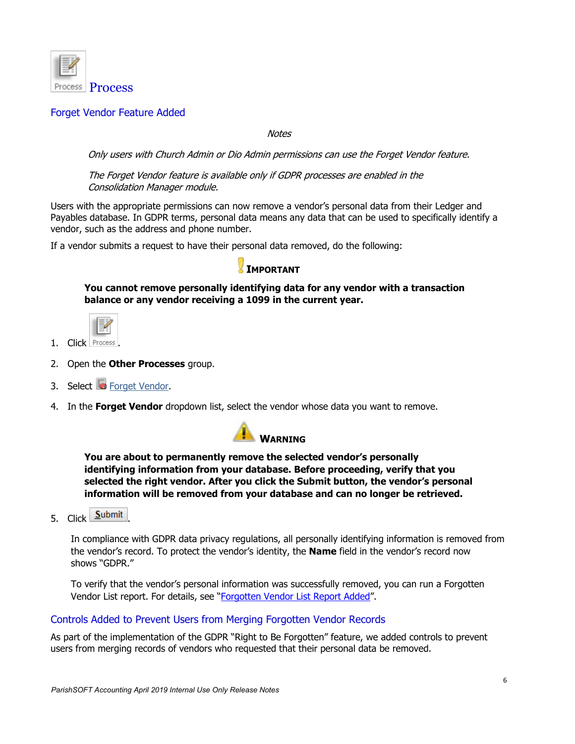# Process

## Forget Vendor Feature Added

*Notes*

*Only users with Church Admin or Dio Admin permissions can use the Forget Vendor feature.*

*The Forget Vendor feature is available only if GDPR processes are enabled in the Consolidation Manager module.*

Users with the appropriate permissions can now remove a vendor's personal data from their Ledger and Payables database. In GDPR terms, personal data means any data that can be used to specifically identify a vendor, such as the address and phone number.

If a vendor submits a request to have their personal data removed, do the following:

**IMPORTANT**

**You cannot remove personally identifying data for any vendor with a transaction balance or any vendor receiving a 1099 in the current year.**

1. Click Process.
2. Open the **Other Processes** group.
3. Select Forget Vendor.
4. In the **Forget Vendor** dropdown list, select the vendor whose data you want to remove.

**WARNING**

**You are about to permanently remove the selected vendor's personally identifying information from your database. Before proceeding, verify that you selected the right vendor. After you click the Submit button, the vendor's personal information will be removed from your database and can no longer be retrieved.**

5. Click Submit.

   In compliance with GDPR data privacy regulations, all personally identifying information is removed from the vendor's record. To protect the vendor's identity, the **Name** field in the vendor's record now shows "GDPR."

   To verify that the vendor's personal information was successfully removed, you can run a Forgotten Vendor List report. For details, see "Forgotten Vendor List Report Added".

## Controls Added to Prevent Users from Merging Forgotten Vendor Records

As part of the implementation of the GDPR "Right to Be Forgotten" feature, we added controls to prevent users from merging records of vendors who requested that their personal data be removed.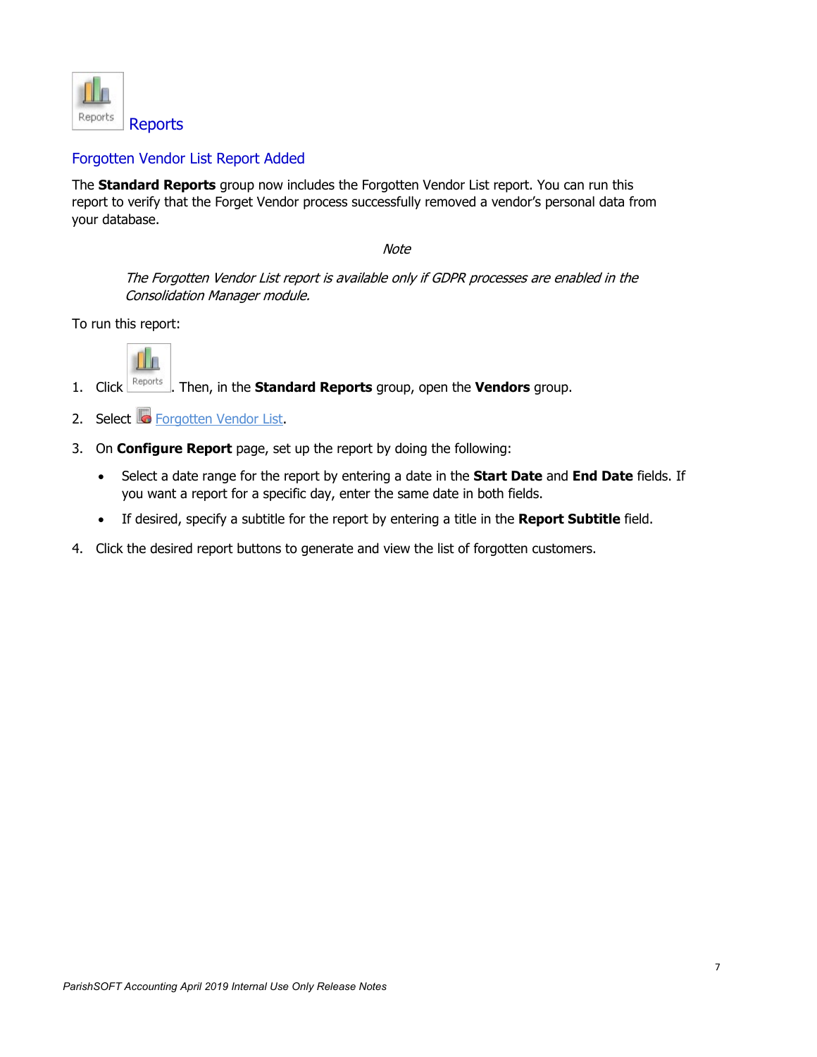# Reports

## Forgotten Vendor List Report Added

The **Standard Reports** group now includes the Forgotten Vendor List report. You can run this report to verify that the Forget Vendor process successfully removed a vendor's personal data from your database.

*Note*

*The Forgotten Vendor List report is available only if GDPR processes are enabled in the Consolidation Manager module.*

To run this report:

1. Click Reports. Then, in the **Standard Reports** group, open the **Vendors** group.
2. Select Forgotten Vendor List.
3. On **Configure Report** page, set up the report by doing the following:
   - Select a date range for the report by entering a date in the **Start Date** and **End Date** fields. If you want a report for a specific day, enter the same date in both fields.
   - If desired, specify a subtitle for the report by entering a title in the **Report Subtitle** field.
4. Click the desired report buttons to generate and view the list of forgotten customers.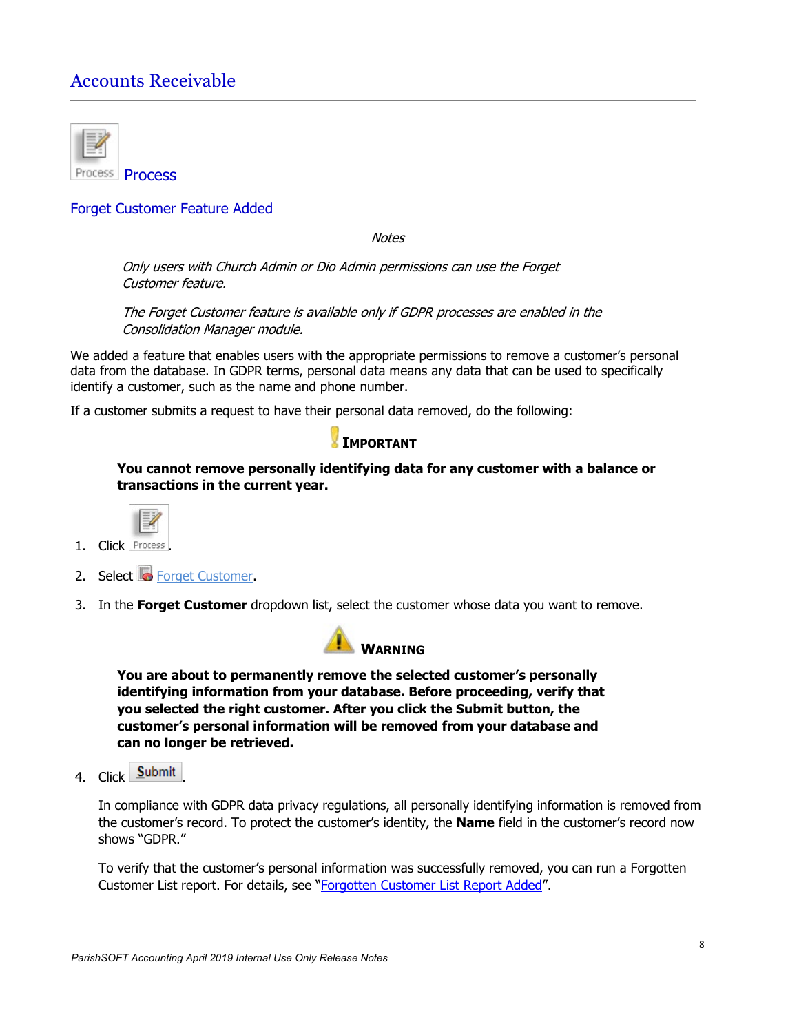# Accounts Receivable

## Process

### Forget Customer Feature Added

*Notes*

*Only users with Church Admin or Dio Admin permissions can use the Forget Customer feature.*

*The Forget Customer feature is available only if GDPR processes are enabled in the Consolidation Manager module.*

We added a feature that enables users with the appropriate permissions to remove a customer's personal data from the database. In GDPR terms, personal data means any data that can be used to specifically identify a customer, such as the name and phone number.

If a customer submits a request to have their personal data removed, do the following:

**IMPORTANT**

**You cannot remove personally identifying data for any customer with a balance or transactions in the current year.**

1. Click Process.
2. Select Forget Customer.
3. In the **Forget Customer** dropdown list, select the customer whose data you want to remove.

   **WARNING**

   **You are about to permanently remove the selected customer's personally identifying information from your database. Before proceeding, verify that you selected the right customer. After you click the Submit button, the customer's personal information will be removed from your database and can no longer be retrieved.**

4. Click Submit.

   In compliance with GDPR data privacy regulations, all personally identifying information is removed from the customer's record. To protect the customer's identity, the **Name** field in the customer's record now shows "GDPR."

   To verify that the customer's personal information was successfully removed, you can run a Forgotten Customer List report. For details, see "Forgotten Customer List Report Added".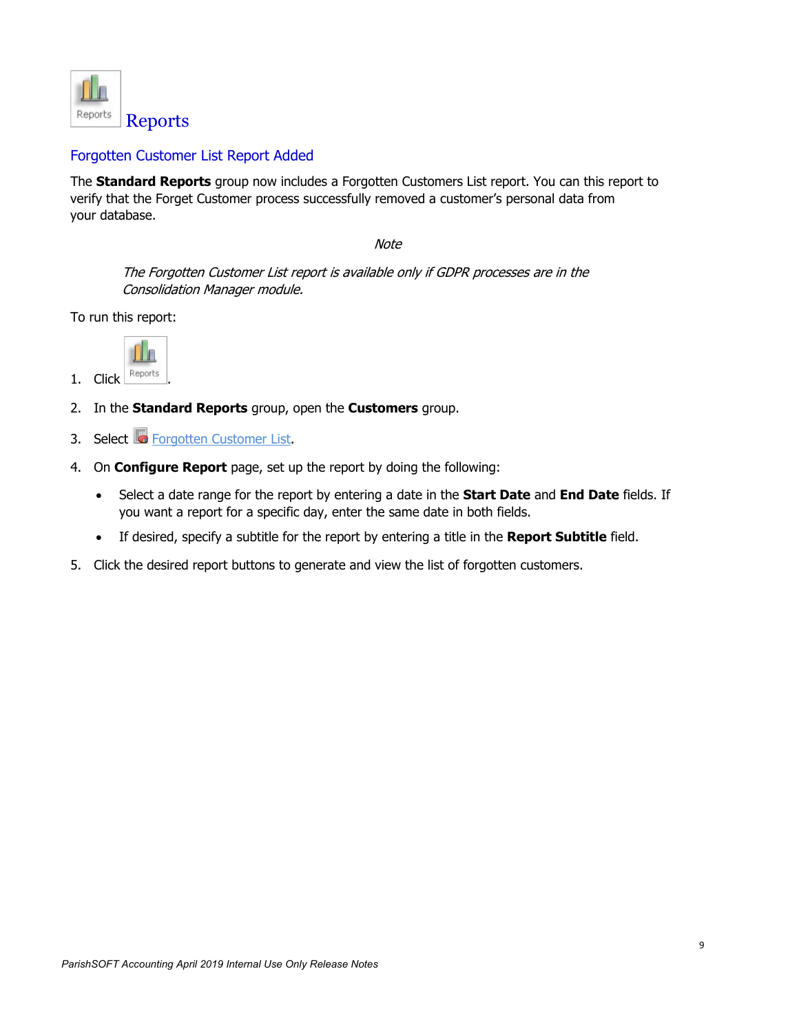# Reports

## Forgotten Customer List Report Added

The **Standard Reports** group now includes a Forgotten Customers List report. You can this report to verify that the Forget Customer process successfully removed a customer's personal data from your database.

*Note*

> *The Forgotten Customer List report is available only if GDPR processes are in the Consolidation Manager module.*

To run this report:

1. Click Reports.
2. In the **Standard Reports** group, open the **Customers** group.
3. Select Forgotten Customer List.
4. On **Configure Report** page, set up the report by doing the following:
   - Select a date range for the report by entering a date in the **Start Date** and **End Date** fields. If you want a report for a specific day, enter the same date in both fields.
   - If desired, specify a subtitle for the report by entering a title in the **Report Subtitle** field.
5. Click the desired report buttons to generate and view the list of forgotten customers.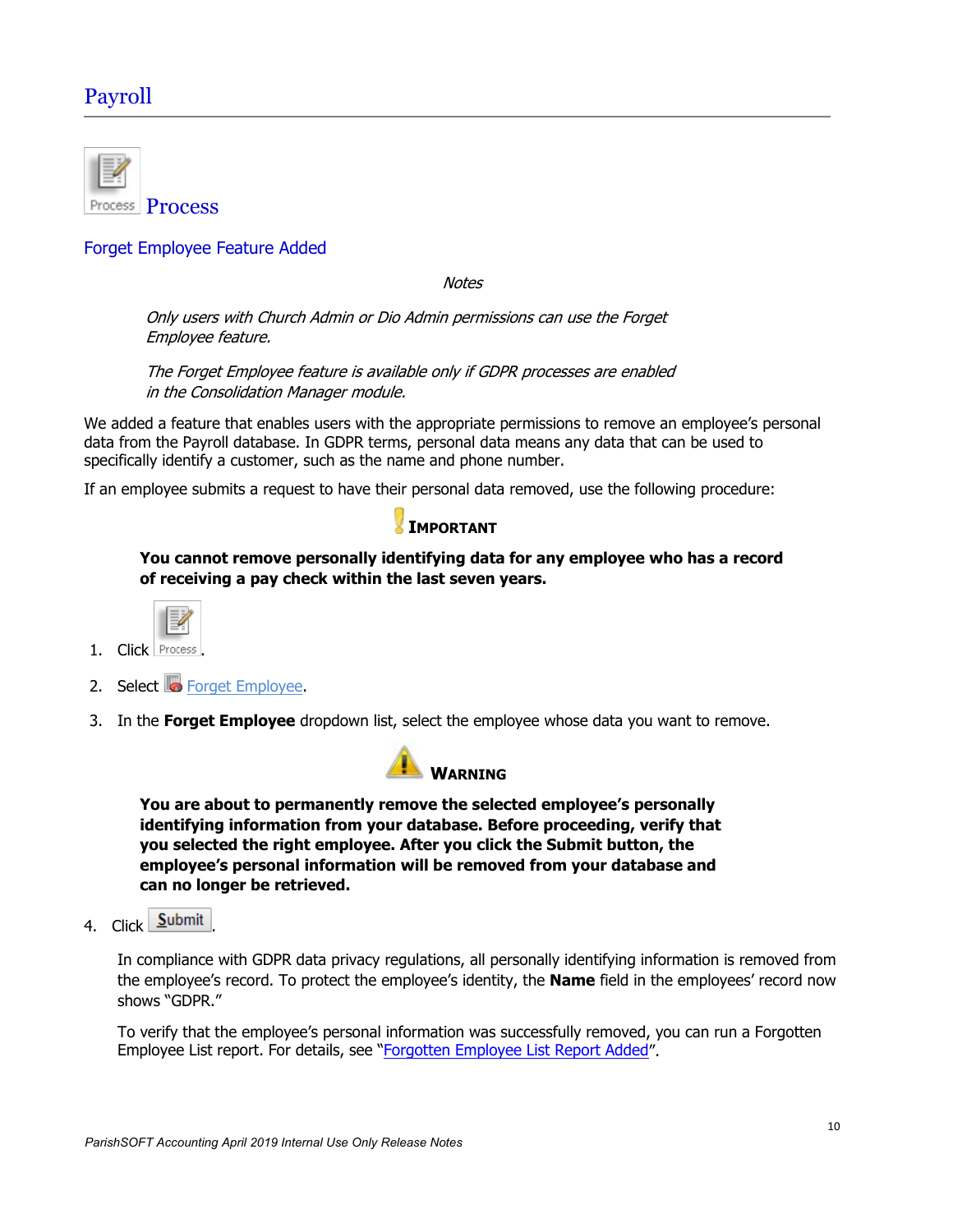# Payroll

## Process

### Forget Employee Feature Added

*Notes*

*Only users with Church Admin or Dio Admin permissions can use the Forget Employee feature.*

*The Forget Employee feature is available only if GDPR processes are enabled in the Consolidation Manager module.*

We added a feature that enables users with the appropriate permissions to remove an employee's personal data from the Payroll database. In GDPR terms, personal data means any data that can be used to specifically identify a customer, such as the name and phone number.

If an employee submits a request to have their personal data removed, use the following procedure:

**IMPORTANT**

**You cannot remove personally identifying data for any employee who has a record of receiving a pay check within the last seven years.**

1. Click Process.
2. Select Forget Employee.
3. In the **Forget Employee** dropdown list, select the employee whose data you want to remove.

**WARNING**

**You are about to permanently remove the selected employee's personally identifying information from your database. Before proceeding, verify that you selected the right employee. After you click the Submit button, the employee's personal information will be removed from your database and can no longer be retrieved.**

4. Click Submit.

   In compliance with GDPR data privacy regulations, all personally identifying information is removed from the employee's record. To protect the employee's identity, the **Name** field in the employees' record now shows "GDPR."

   To verify that the employee's personal information was successfully removed, you can run a Forgotten Employee List report. For details, see "Forgotten Employee List Report Added".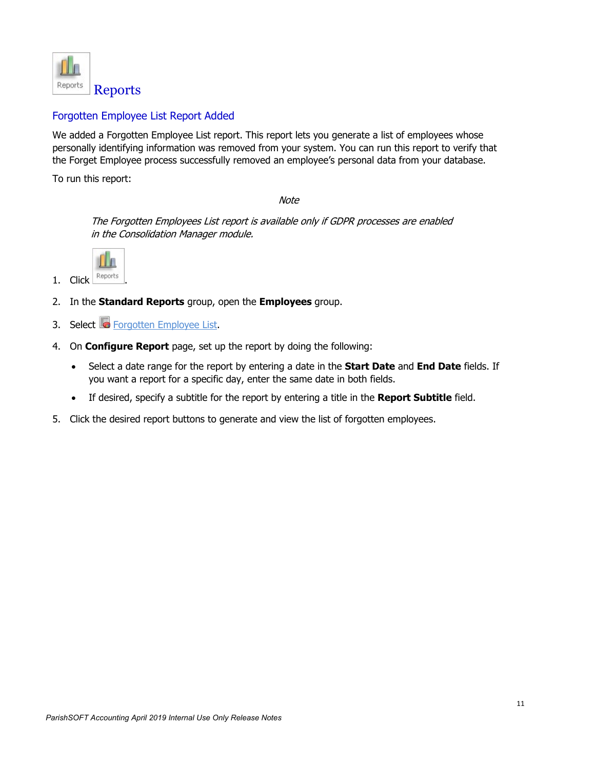# Reports

## Forgotten Employee List Report Added

We added a Forgotten Employee List report. This report lets you generate a list of employees whose personally identifying information was removed from your system. You can run this report to verify that the Forget Employee process successfully removed an employee's personal data from your database.

To run this report:

*Note*

> *The Forgotten Employees List report is available only if GDPR processes are enabled in the Consolidation Manager module.*

1. Click Reports.
2. In the **Standard Reports** group, open the **Employees** group.
3. Select Forgotten Employee List.
4. On **Configure Report** page, set up the report by doing the following:
   - Select a date range for the report by entering a date in the **Start Date** and **End Date** fields. If you want a report for a specific day, enter the same date in both fields.
   - If desired, specify a subtitle for the report by entering a title in the **Report Subtitle** field.
5. Click the desired report buttons to generate and view the list of forgotten employees.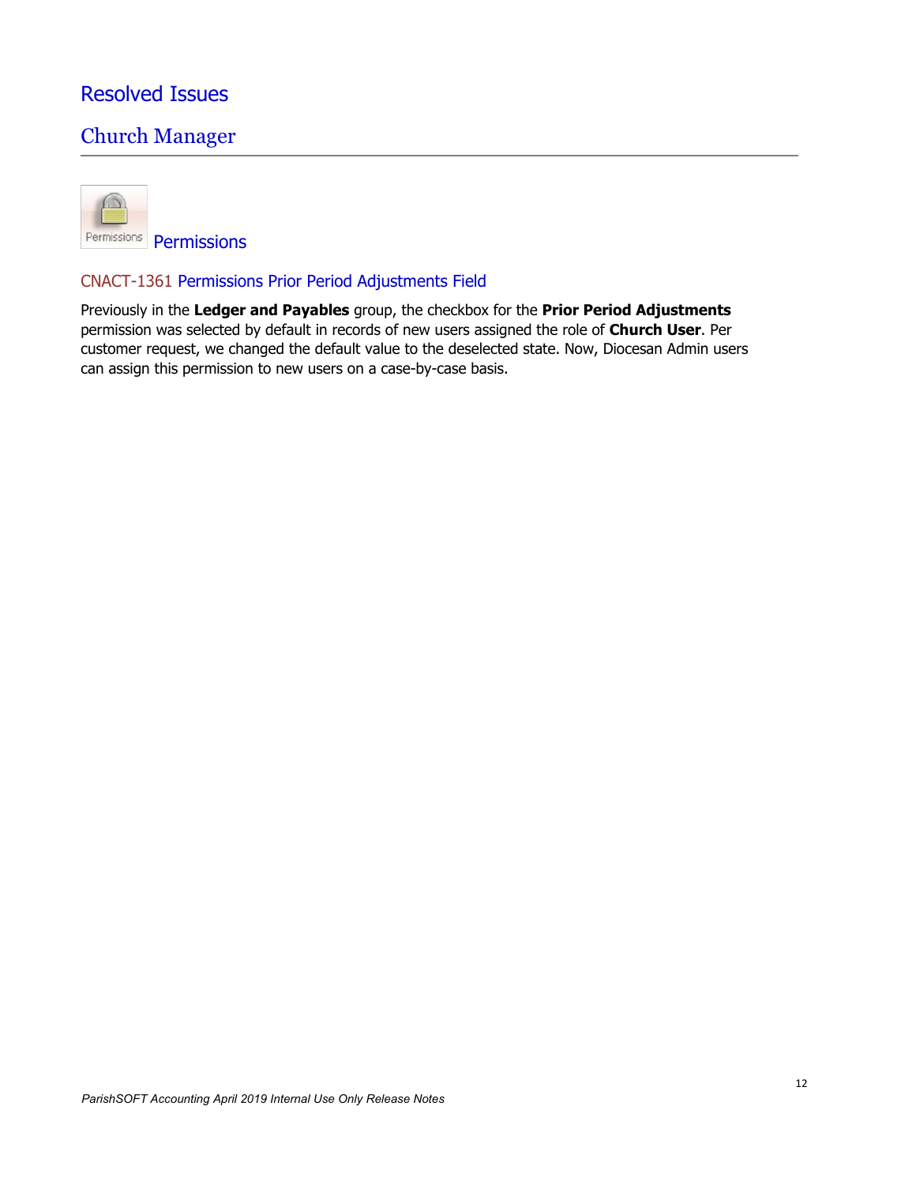# Resolved Issues

## Church Manager

### Permissions

#### CNACT-1361 Permissions Prior Period Adjustments Field

Previously in the **Ledger and Payables** group, the checkbox for the **Prior Period Adjustments** permission was selected by default in records of new users assigned the role of **Church User**. Per customer request, we changed the default value to the deselected state. Now, Diocesan Admin users can assign this permission to new users on a case-by-case basis.